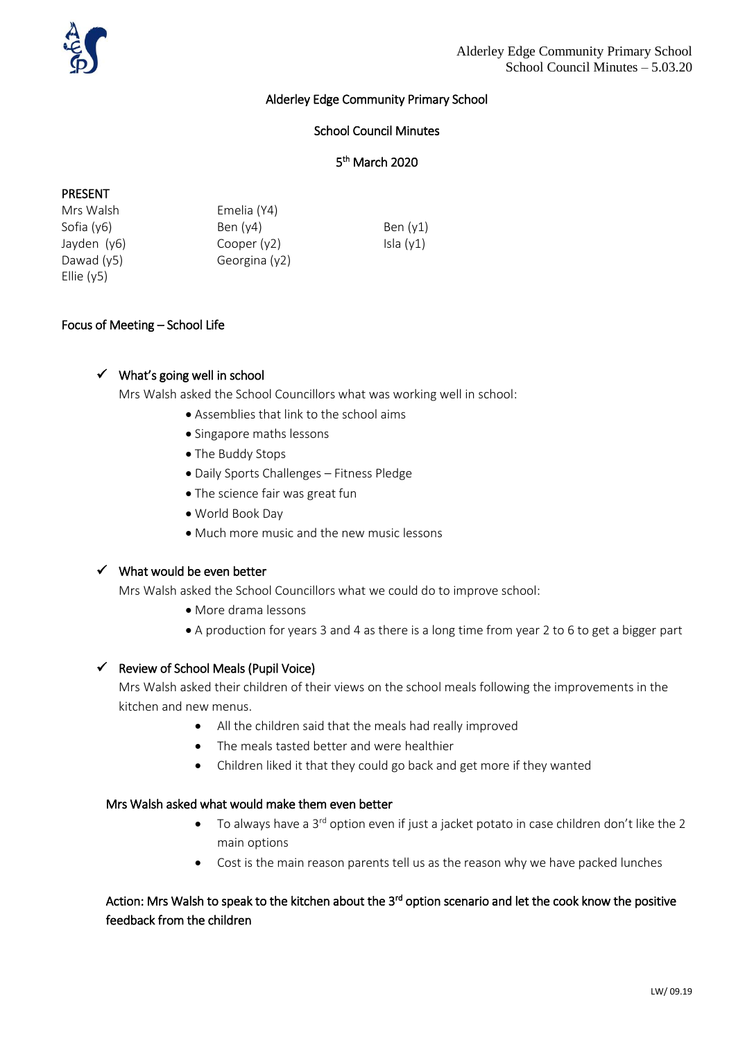# Alderley Edge Community Primary School

## School Council Minutes

### 5th March 2020

**PRESENT**

| | | |
|---|---|---|
| Mrs Walsh | Emelia (Y4) | |
| Sofia (y6) | Ben (y4) | Ben (y1) |
| Jayden (y6) | Cooper (y2) | Isla (y1) |
| Dawad (y5) | Georgina (y2) | |
| Ellie (y5) | | |

**Focus of Meeting – School Life**

✓ **What's going well in school**

Mrs Walsh asked the School Councillors what was working well in school:

- Assemblies that link to the school aims
- Singapore maths lessons
- The Buddy Stops
- Daily Sports Challenges – Fitness Pledge
- The science fair was great fun
- World Book Day
- Much more music and the new music lessons

✓ **What would be even better**

Mrs Walsh asked the School Councillors what we could do to improve school:

- More drama lessons
- A production for years 3 and 4 as there is a long time from year 2 to 6 to get a bigger part

✓ **Review of School Meals (Pupil Voice)**

Mrs Walsh asked their children of their views on the school meals following the improvements in the kitchen and new menus.

- All the children said that the meals had really improved
- The meals tasted better and were healthier
- Children liked it that they could go back and get more if they wanted

**Mrs Walsh asked what would make them even better**

- To always have a 3rd option even if just a jacket potato in case children don't like the 2 main options
- Cost is the main reason parents tell us as the reason why we have packed lunches

**Action: Mrs Walsh to speak to the kitchen about the 3rd option scenario and let the cook know the positive feedback from the children**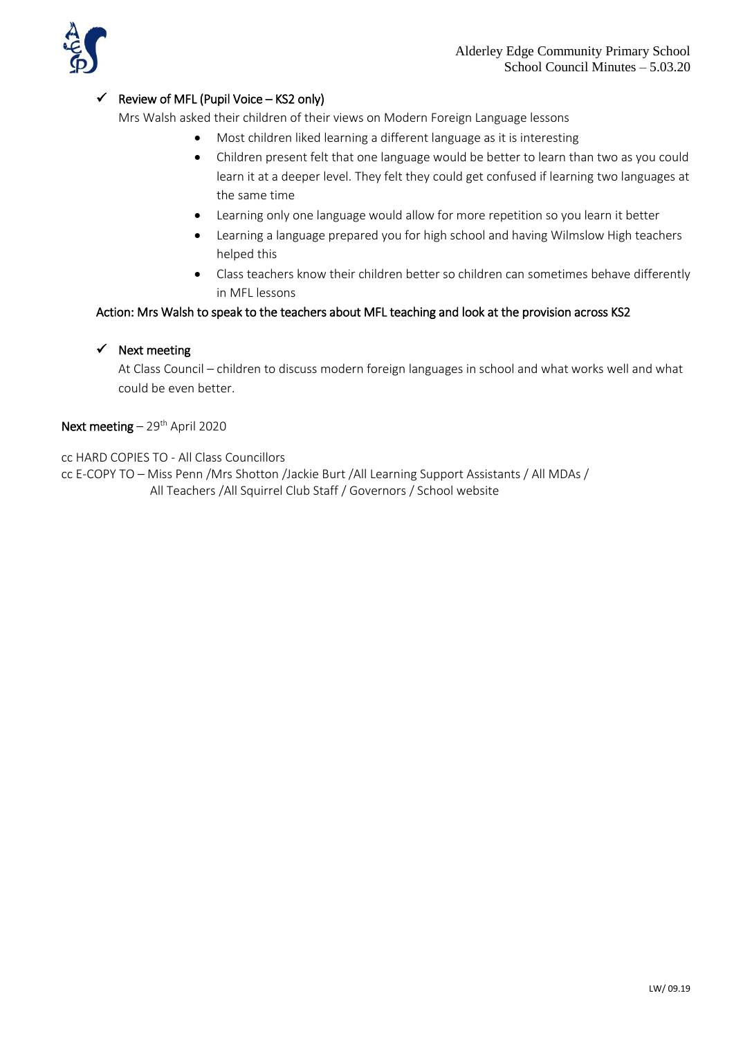- ✓ **Review of MFL (Pupil Voice – KS2 only)**

  Mrs Walsh asked their children of their views on Modern Foreign Language lessons

  - Most children liked learning a different language as it is interesting
  - Children present felt that one language would be better to learn than two as you could learn it at a deeper level. They felt they could get confused if learning two languages at the same time
  - Learning only one language would allow for more repetition so you learn it better
  - Learning a language prepared you for high school and having Wilmslow High teachers helped this
  - Class teachers know their children better so children can sometimes behave differently in MFL lessons

**Action: Mrs Walsh to speak to the teachers about MFL teaching and look at the provision across KS2**

- ✓ **Next meeting**

  At Class Council – children to discuss modern foreign languages in school and what works well and what could be even better.

**Next meeting** – 29th April 2020

cc HARD COPIES TO - All Class Councillors
cc E-COPY TO – Miss Penn /Mrs Shotton /Jackie Burt /All Learning Support Assistants / All MDAs / All Teachers /All Squirrel Club Staff / Governors / School website